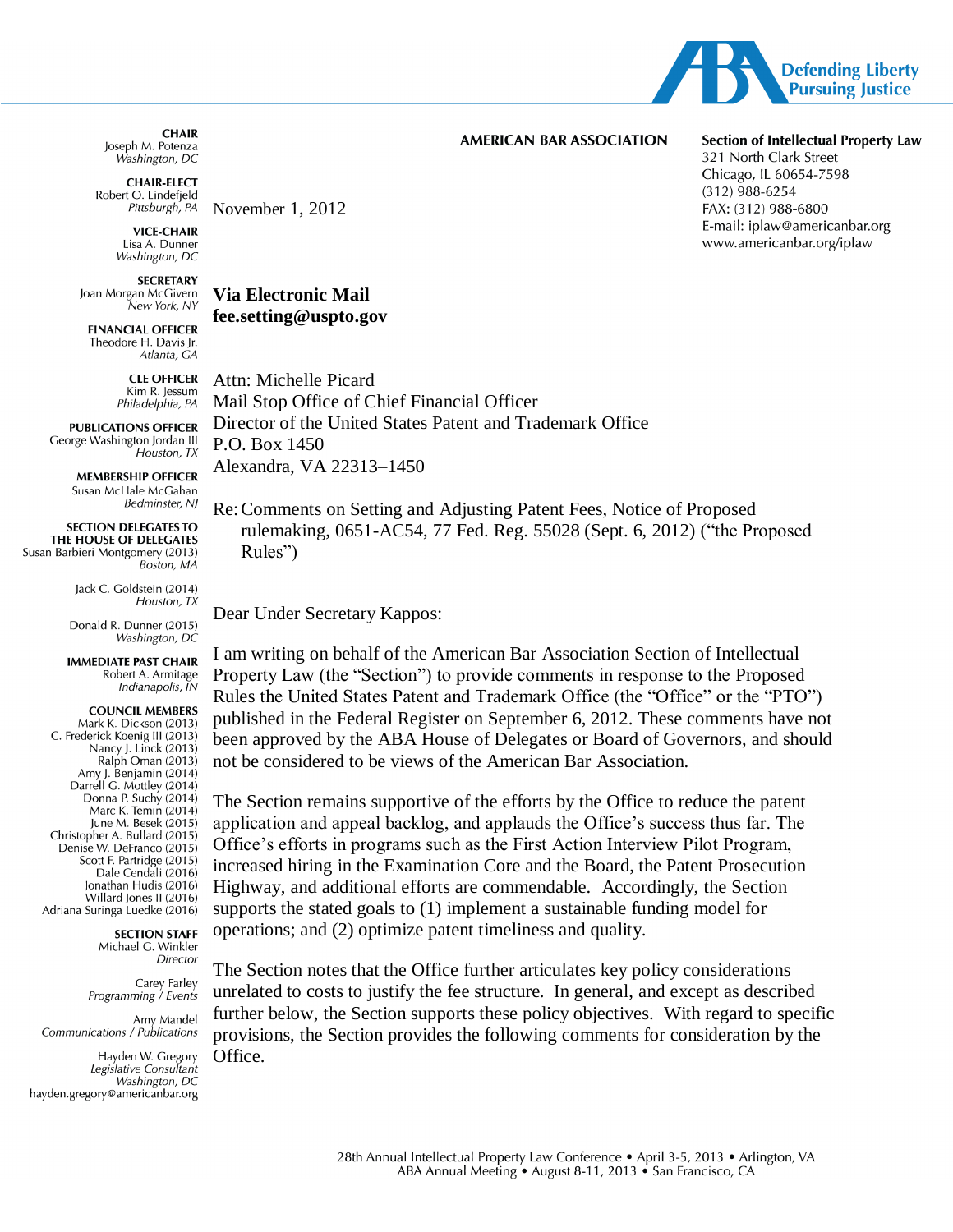AMERICAN BAR ASSOCIATION

**Section of Intellectual Property Law**
321 North Clark Street
Chicago, IL 60654-7598
(312) 988-6254
FAX: (312) 988-6800
E-mail: iplaw@americanbar.org
www.americanbar.org/iplaw

**CHAIR**
Joseph M. Potenza
*Washington, DC*

**CHAIR-ELECT**
Robert O. Lindefjeld
*Pittsburgh, PA*

**VICE-CHAIR**
Lisa A. Dunner
*Washington, DC*

**SECRETARY**
Joan Morgan McGivern
*New York, NY*

**FINANCIAL OFFICER**
Theodore H. Davis Jr.
*Atlanta, GA*

**CLE OFFICER**
Kim R. Jessum
*Philadelphia, PA*

**PUBLICATIONS OFFICER**
George Washington Jordan III
*Houston, TX*

**MEMBERSHIP OFFICER**
Susan McHale McGahan
*Bedminster, NJ*

**SECTION DELEGATES TO THE HOUSE OF DELEGATES**
Susan Barbieri Montgomery (2013)
*Boston, MA*

Jack C. Goldstein (2014)
*Houston, TX*

Donald R. Dunner (2015)
*Washington, DC*

**IMMEDIATE PAST CHAIR**
Robert A. Armitage
*Indianapolis, IN*

**COUNCIL MEMBERS**
Mark K. Dickson (2013)
C. Frederick Koenig III (2013)
Nancy J. Linck (2013)
Ralph Oman (2013)
Amy J. Benjamin (2014)
Darrell G. Mottley (2014)
Donna P. Suchy (2014)
Marc K. Temin (2014)
June M. Besek (2015)
Christopher A. Bullard (2015)
Denise W. DeFranco (2015)
Scott F. Partridge (2015)
Dale Cendali (2016)
Jonathan Hudis (2016)
Willard Jones II (2016)
Adriana Suringa Luedke (2016)

**SECTION STAFF**
Michael G. Winkler
*Director*

Carey Farley
*Programming / Events*

Amy Mandel
*Communications / Publications*

Hayden W. Gregory
*Legislative Consultant*
*Washington, DC*
hayden.gregory@americanbar.org

November 1, 2012

**Via Electronic Mail**
**fee.setting@uspto.gov**

Attn: Michelle Picard
Mail Stop Office of Chief Financial Officer
Director of the United States Patent and Trademark Office
P.O. Box 1450
Alexandra, VA 22313–1450

Re: Comments on Setting and Adjusting Patent Fees, Notice of Proposed rulemaking, 0651-AC54, 77 Fed. Reg. 55028 (Sept. 6, 2012) ("the Proposed Rules")

Dear Under Secretary Kappos:

I am writing on behalf of the American Bar Association Section of Intellectual Property Law (the "Section") to provide comments in response to the Proposed Rules the United States Patent and Trademark Office (the "Office" or the "PTO") published in the Federal Register on September 6, 2012. These comments have not been approved by the ABA House of Delegates or Board of Governors, and should not be considered to be views of the American Bar Association.

The Section remains supportive of the efforts by the Office to reduce the patent application and appeal backlog, and applauds the Office's success thus far. The Office's efforts in programs such as the First Action Interview Pilot Program, increased hiring in the Examination Core and the Board, the Patent Prosecution Highway, and additional efforts are commendable. Accordingly, the Section supports the stated goals to (1) implement a sustainable funding model for operations; and (2) optimize patent timeliness and quality.

The Section notes that the Office further articulates key policy considerations unrelated to costs to justify the fee structure. In general, and except as described further below, the Section supports these policy objectives. With regard to specific provisions, the Section provides the following comments for consideration by the Office.

28th Annual Intellectual Property Law Conference • April 3-5, 2013 • Arlington, VA
ABA Annual Meeting • August 8-11, 2013 • San Francisco, CA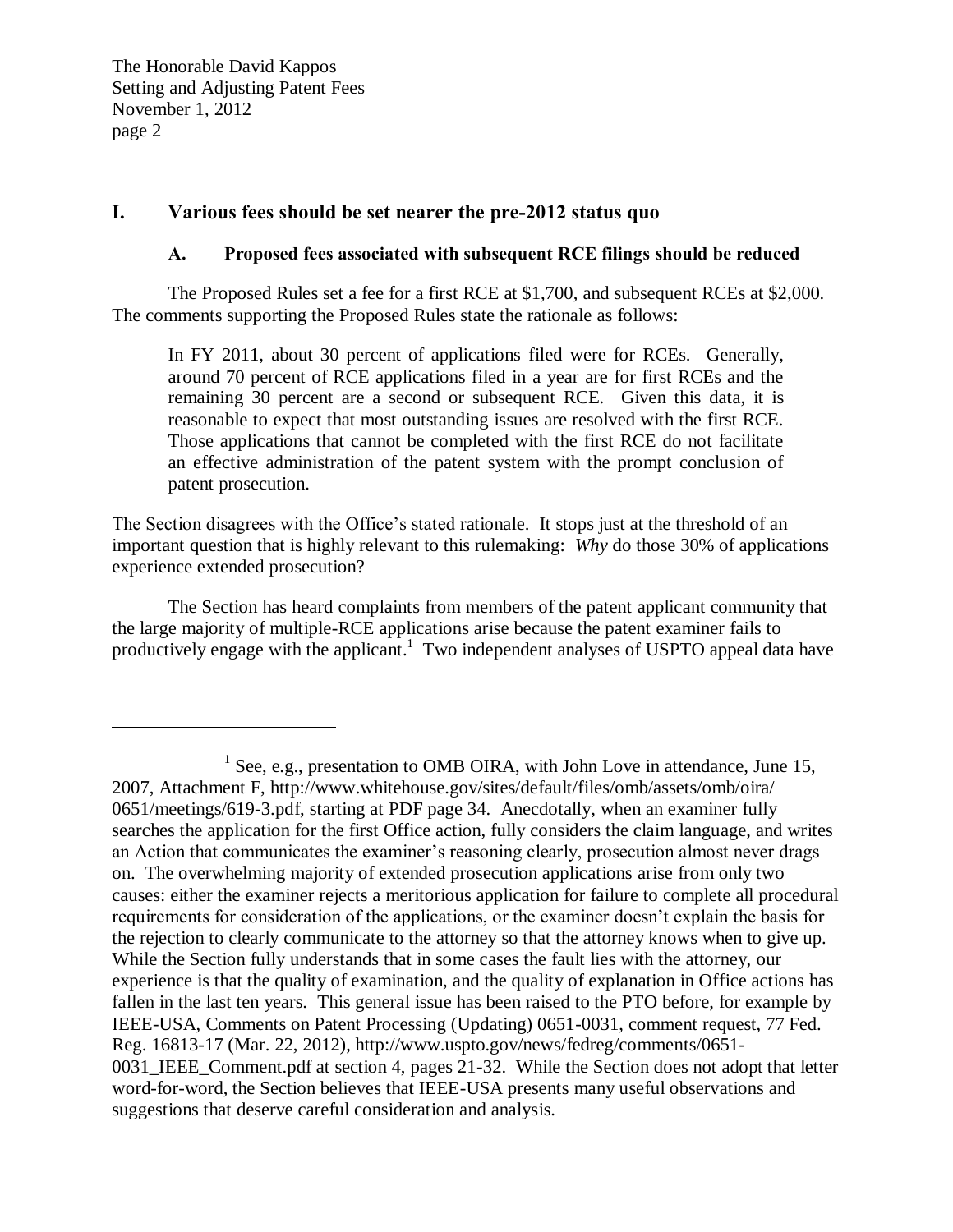## I. Various fees should be set nearer the pre-2012 status quo

### A. Proposed fees associated with subsequent RCE filings should be reduced

The Proposed Rules set a fee for a first RCE at $1,700, and subsequent RCEs at $2,000. The comments supporting the Proposed Rules state the rationale as follows:

> In FY 2011, about 30 percent of applications filed were for RCEs. Generally, around 70 percent of RCE applications filed in a year are for first RCEs and the remaining 30 percent are a second or subsequent RCE. Given this data, it is reasonable to expect that most outstanding issues are resolved with the first RCE. Those applications that cannot be completed with the first RCE do not facilitate an effective administration of the patent system with the prompt conclusion of patent prosecution.

The Section disagrees with the Office's stated rationale. It stops just at the threshold of an important question that is highly relevant to this rulemaking: *Why* do those 30% of applications experience extended prosecution?

The Section has heard complaints from members of the patent applicant community that the large majority of multiple-RCE applications arise because the patent examiner fails to productively engage with the applicant.[1] Two independent analyses of USPTO appeal data have

---

[1] See, e.g., presentation to OMB OIRA, with John Love in attendance, June 15, 2007, Attachment F, http://www.whitehouse.gov/sites/default/files/omb/assets/omb/oira/0651/meetings/619-3.pdf, starting at PDF page 34. Anecdotally, when an examiner fully searches the application for the first Office action, fully considers the claim language, and writes an Action that communicates the examiner's reasoning clearly, prosecution almost never drags on. The overwhelming majority of extended prosecution applications arise from only two causes: either the examiner rejects a meritorious application for failure to complete all procedural requirements for consideration of the applications, or the examiner doesn't explain the basis for the rejection to clearly communicate to the attorney so that the attorney knows when to give up. While the Section fully understands that in some cases the fault lies with the attorney, our experience is that the quality of examination, and the quality of explanation in Office actions has fallen in the last ten years. This general issue has been raised to the PTO before, for example by IEEE-USA, Comments on Patent Processing (Updating) 0651-0031, comment request, 77 Fed. Reg. 16813-17 (Mar. 22, 2012), http://www.uspto.gov/news/fedreg/comments/0651-0031_IEEE_Comment.pdf at section 4, pages 21-32. While the Section does not adopt that letter word-for-word, the Section believes that IEEE-USA presents many useful observations and suggestions that deserve careful consideration and analysis.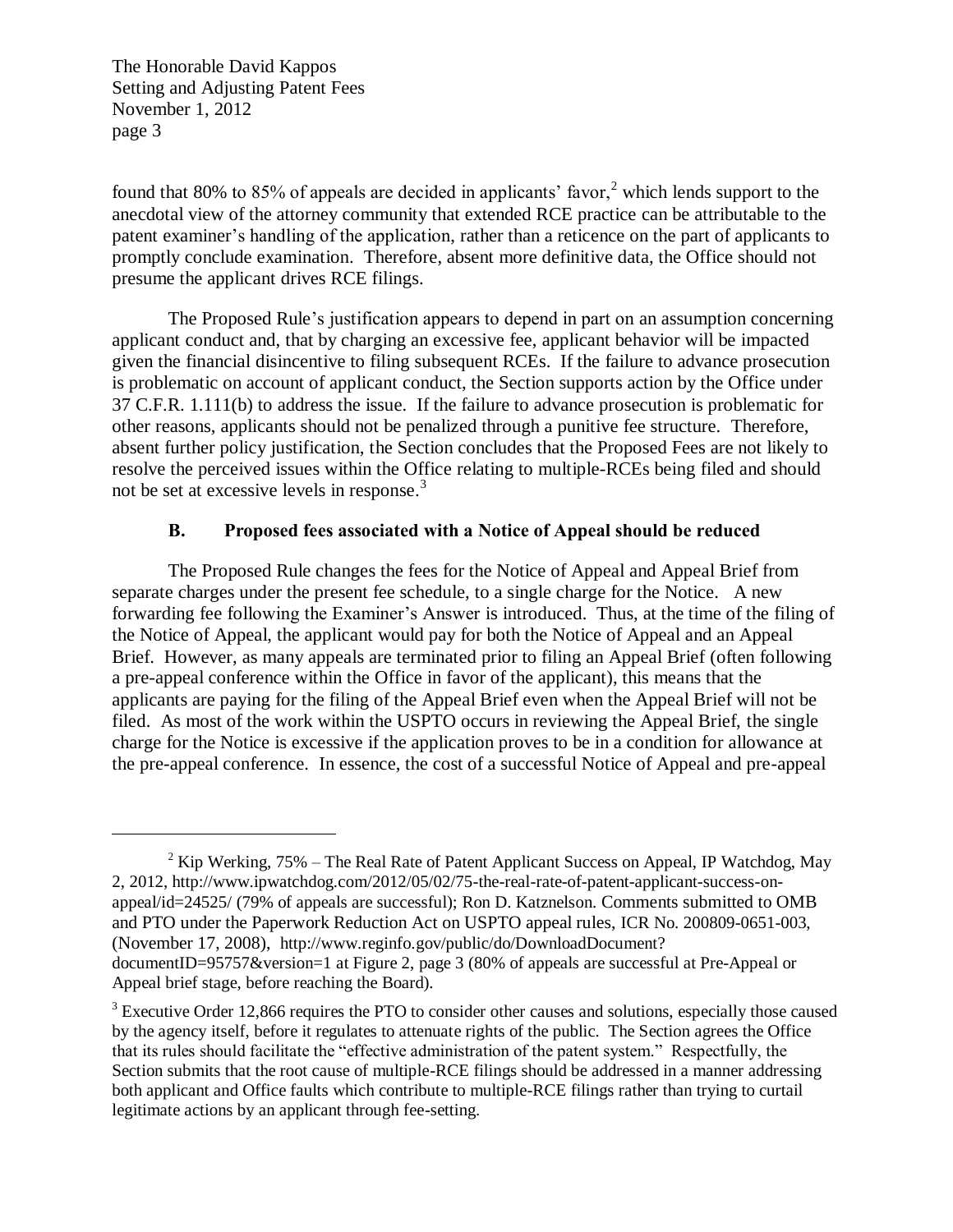found that 80% to 85% of appeals are decided in applicants' favor,[2] which lends support to the anecdotal view of the attorney community that extended RCE practice can be attributable to the patent examiner's handling of the application, rather than a reticence on the part of applicants to promptly conclude examination. Therefore, absent more definitive data, the Office should not presume the applicant drives RCE filings.

The Proposed Rule's justification appears to depend in part on an assumption concerning applicant conduct and, that by charging an excessive fee, applicant behavior will be impacted given the financial disincentive to filing subsequent RCEs. If the failure to advance prosecution is problematic on account of applicant conduct, the Section supports action by the Office under 37 C.F.R. 1.111(b) to address the issue. If the failure to advance prosecution is problematic for other reasons, applicants should not be penalized through a punitive fee structure. Therefore, absent further policy justification, the Section concludes that the Proposed Fees are not likely to resolve the perceived issues within the Office relating to multiple-RCEs being filed and should not be set at excessive levels in response.[3]

### B. Proposed fees associated with a Notice of Appeal should be reduced

The Proposed Rule changes the fees for the Notice of Appeal and Appeal Brief from separate charges under the present fee schedule, to a single charge for the Notice. A new forwarding fee following the Examiner's Answer is introduced. Thus, at the time of the filing of the Notice of Appeal, the applicant would pay for both the Notice of Appeal and an Appeal Brief. However, as many appeals are terminated prior to filing an Appeal Brief (often following a pre-appeal conference within the Office in favor of the applicant), this means that the applicants are paying for the filing of the Appeal Brief even when the Appeal Brief will not be filed. As most of the work within the USPTO occurs in reviewing the Appeal Brief, the single charge for the Notice is excessive if the application proves to be in a condition for allowance at the pre-appeal conference. In essence, the cost of a successful Notice of Appeal and pre-appeal

---

[2] Kip Werking, 75% – The Real Rate of Patent Applicant Success on Appeal, IP Watchdog, May 2, 2012, http://www.ipwatchdog.com/2012/05/02/75-the-real-rate-of-patent-applicant-success-on-appeal/id=24525/ (79% of appeals are successful); Ron D. Katznelson. Comments submitted to OMB and PTO under the Paperwork Reduction Act on USPTO appeal rules, ICR No. 200809-0651-003, (November 17, 2008), http://www.reginfo.gov/public/do/DownloadDocument?documentID=95757&version=1 at Figure 2, page 3 (80% of appeals are successful at Pre-Appeal or Appeal brief stage, before reaching the Board).

[3] Executive Order 12,866 requires the PTO to consider other causes and solutions, especially those caused by the agency itself, before it regulates to attenuate rights of the public. The Section agrees the Office that its rules should facilitate the "effective administration of the patent system." Respectfully, the Section submits that the root cause of multiple-RCE filings should be addressed in a manner addressing both applicant and Office faults which contribute to multiple-RCE filings rather than trying to curtail legitimate actions by an applicant through fee-setting.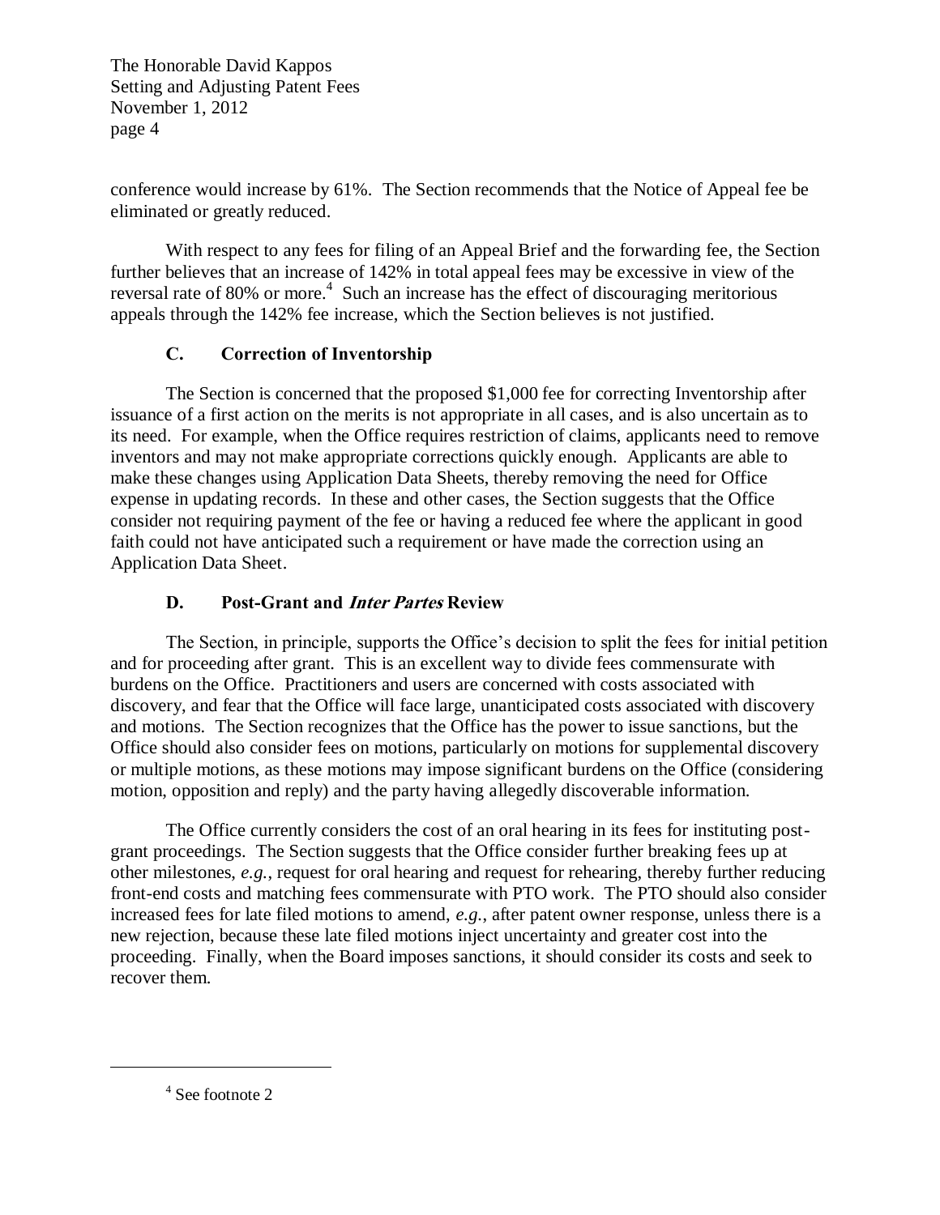conference would increase by 61%. The Section recommends that the Notice of Appeal fee be eliminated or greatly reduced.

With respect to any fees for filing of an Appeal Brief and the forwarding fee, the Section further believes that an increase of 142% in total appeal fees may be excessive in view of the reversal rate of 80% or more.[4] Such an increase has the effect of discouraging meritorious appeals through the 142% fee increase, which the Section believes is not justified.

### C. Correction of Inventorship

The Section is concerned that the proposed $1,000 fee for correcting Inventorship after issuance of a first action on the merits is not appropriate in all cases, and is also uncertain as to its need. For example, when the Office requires restriction of claims, applicants need to remove inventors and may not make appropriate corrections quickly enough. Applicants are able to make these changes using Application Data Sheets, thereby removing the need for Office expense in updating records. In these and other cases, the Section suggests that the Office consider not requiring payment of the fee or having a reduced fee where the applicant in good faith could not have anticipated such a requirement or have made the correction using an Application Data Sheet.

### D. Post-Grant and *Inter Partes* Review

The Section, in principle, supports the Office's decision to split the fees for initial petition and for proceeding after grant. This is an excellent way to divide fees commensurate with burdens on the Office. Practitioners and users are concerned with costs associated with discovery, and fear that the Office will face large, unanticipated costs associated with discovery and motions. The Section recognizes that the Office has the power to issue sanctions, but the Office should also consider fees on motions, particularly on motions for supplemental discovery or multiple motions, as these motions may impose significant burdens on the Office (considering motion, opposition and reply) and the party having allegedly discoverable information.

The Office currently considers the cost of an oral hearing in its fees for instituting post-grant proceedings. The Section suggests that the Office consider further breaking fees up at other milestones, *e.g.*, request for oral hearing and request for rehearing, thereby further reducing front-end costs and matching fees commensurate with PTO work. The PTO should also consider increased fees for late filed motions to amend, *e.g.*, after patent owner response, unless there is a new rejection, because these late filed motions inject uncertainty and greater cost into the proceeding. Finally, when the Board imposes sanctions, it should consider its costs and seek to recover them.

---

[4] See footnote 2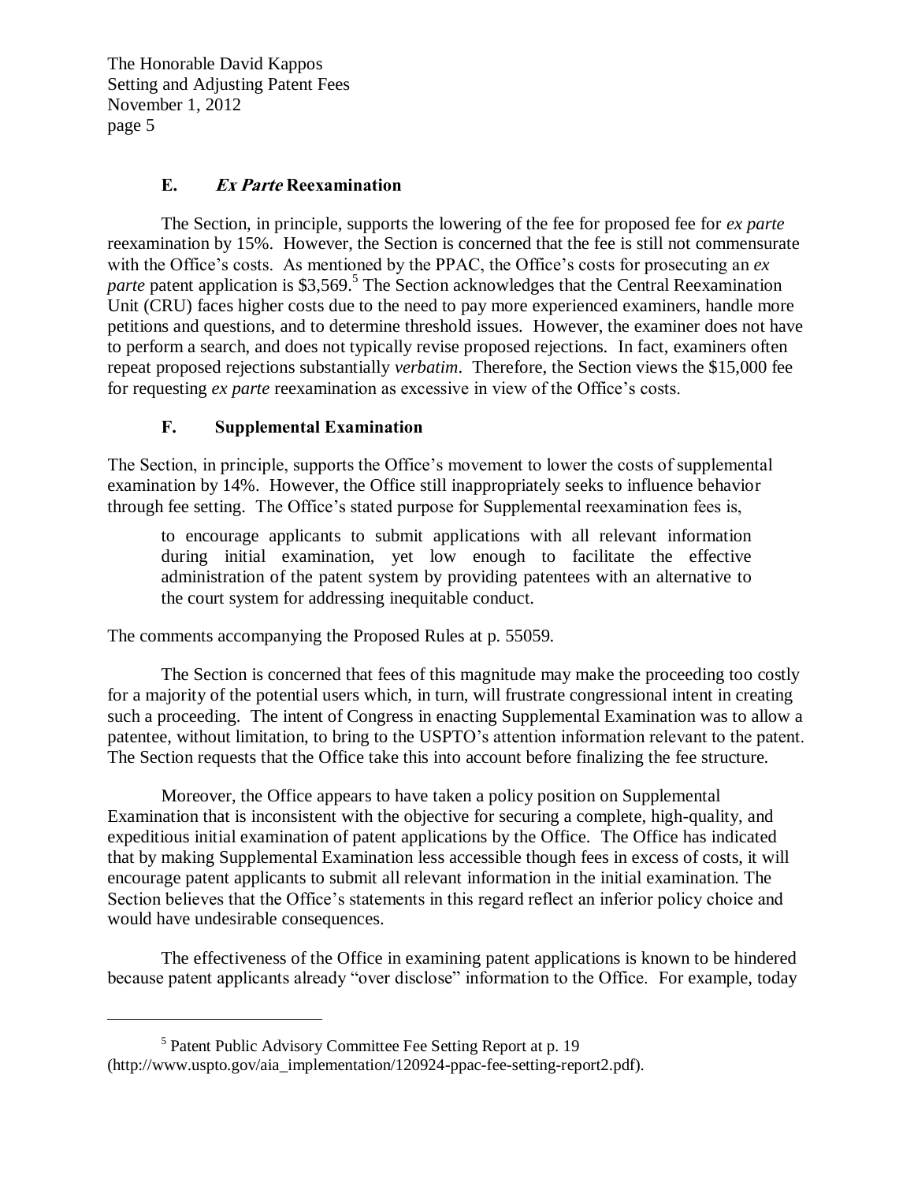### E. *Ex Parte* Reexamination

The Section, in principle, supports the lowering of the fee for proposed fee for *ex parte* reexamination by 15%. However, the Section is concerned that the fee is still not commensurate with the Office's costs. As mentioned by the PPAC, the Office's costs for prosecuting an *ex parte* patent application is $3,569.[5] The Section acknowledges that the Central Reexamination Unit (CRU) faces higher costs due to the need to pay more experienced examiners, handle more petitions and questions, and to determine threshold issues. However, the examiner does not have to perform a search, and does not typically revise proposed rejections. In fact, examiners often repeat proposed rejections substantially *verbatim*. Therefore, the Section views the $15,000 fee for requesting *ex parte* reexamination as excessive in view of the Office's costs.

### F. Supplemental Examination

The Section, in principle, supports the Office's movement to lower the costs of supplemental examination by 14%. However, the Office still inappropriately seeks to influence behavior through fee setting. The Office's stated purpose for Supplemental reexamination fees is,

> to encourage applicants to submit applications with all relevant information during initial examination, yet low enough to facilitate the effective administration of the patent system by providing patentees with an alternative to the court system for addressing inequitable conduct.

The comments accompanying the Proposed Rules at p. 55059.

The Section is concerned that fees of this magnitude may make the proceeding too costly for a majority of the potential users which, in turn, will frustrate congressional intent in creating such a proceeding. The intent of Congress in enacting Supplemental Examination was to allow a patentee, without limitation, to bring to the USPTO's attention information relevant to the patent. The Section requests that the Office take this into account before finalizing the fee structure.

Moreover, the Office appears to have taken a policy position on Supplemental Examination that is inconsistent with the objective for securing a complete, high-quality, and expeditious initial examination of patent applications by the Office. The Office has indicated that by making Supplemental Examination less accessible though fees in excess of costs, it will encourage patent applicants to submit all relevant information in the initial examination. The Section believes that the Office's statements in this regard reflect an inferior policy choice and would have undesirable consequences.

The effectiveness of the Office in examining patent applications is known to be hindered because patent applicants already "over disclose" information to the Office. For example, today

---

[5] Patent Public Advisory Committee Fee Setting Report at p. 19 (http://www.uspto.gov/aia_implementation/120924-ppac-fee-setting-report2.pdf).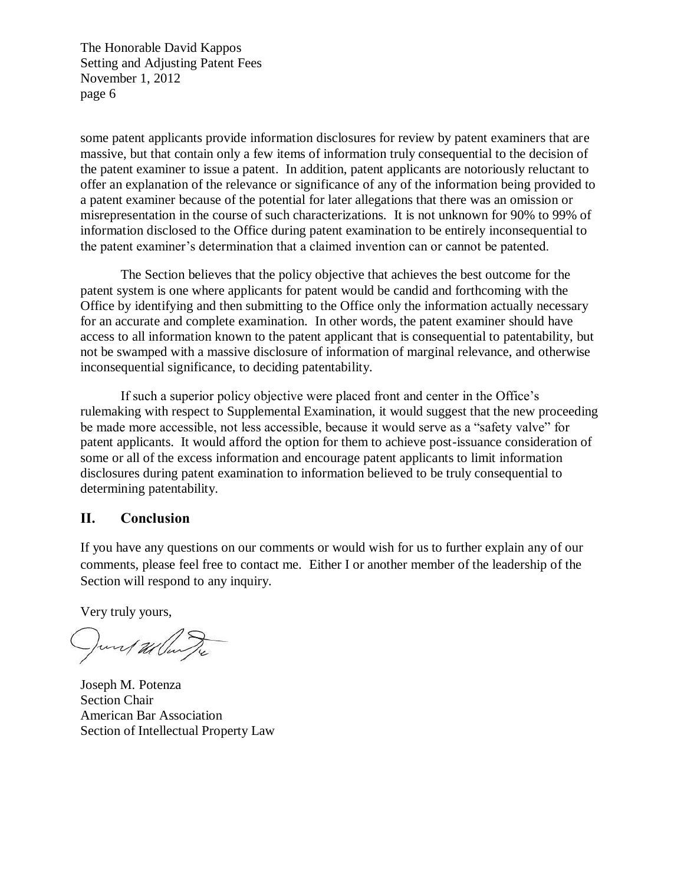some patent applicants provide information disclosures for review by patent examiners that are massive, but that contain only a few items of information truly consequential to the decision of the patent examiner to issue a patent. In addition, patent applicants are notoriously reluctant to offer an explanation of the relevance or significance of any of the information being provided to a patent examiner because of the potential for later allegations that there was an omission or misrepresentation in the course of such characterizations. It is not unknown for 90% to 99% of information disclosed to the Office during patent examination to be entirely inconsequential to the patent examiner's determination that a claimed invention can or cannot be patented.

The Section believes that the policy objective that achieves the best outcome for the patent system is one where applicants for patent would be candid and forthcoming with the Office by identifying and then submitting to the Office only the information actually necessary for an accurate and complete examination. In other words, the patent examiner should have access to all information known to the patent applicant that is consequential to patentability, but not be swamped with a massive disclosure of information of marginal relevance, and otherwise inconsequential significance, to deciding patentability.

If such a superior policy objective were placed front and center in the Office's rulemaking with respect to Supplemental Examination, it would suggest that the new proceeding be made more accessible, not less accessible, because it would serve as a "safety valve" for patent applicants. It would afford the option for them to achieve post-issuance consideration of some or all of the excess information and encourage patent applicants to limit information disclosures during patent examination to information believed to be truly consequential to determining patentability.

## II. Conclusion

If you have any questions on our comments or would wish for us to further explain any of our comments, please feel free to contact me. Either I or another member of the leadership of the Section will respond to any inquiry.

Very truly yours,

Joseph M. Potenza
Section Chair
American Bar Association
Section of Intellectual Property Law